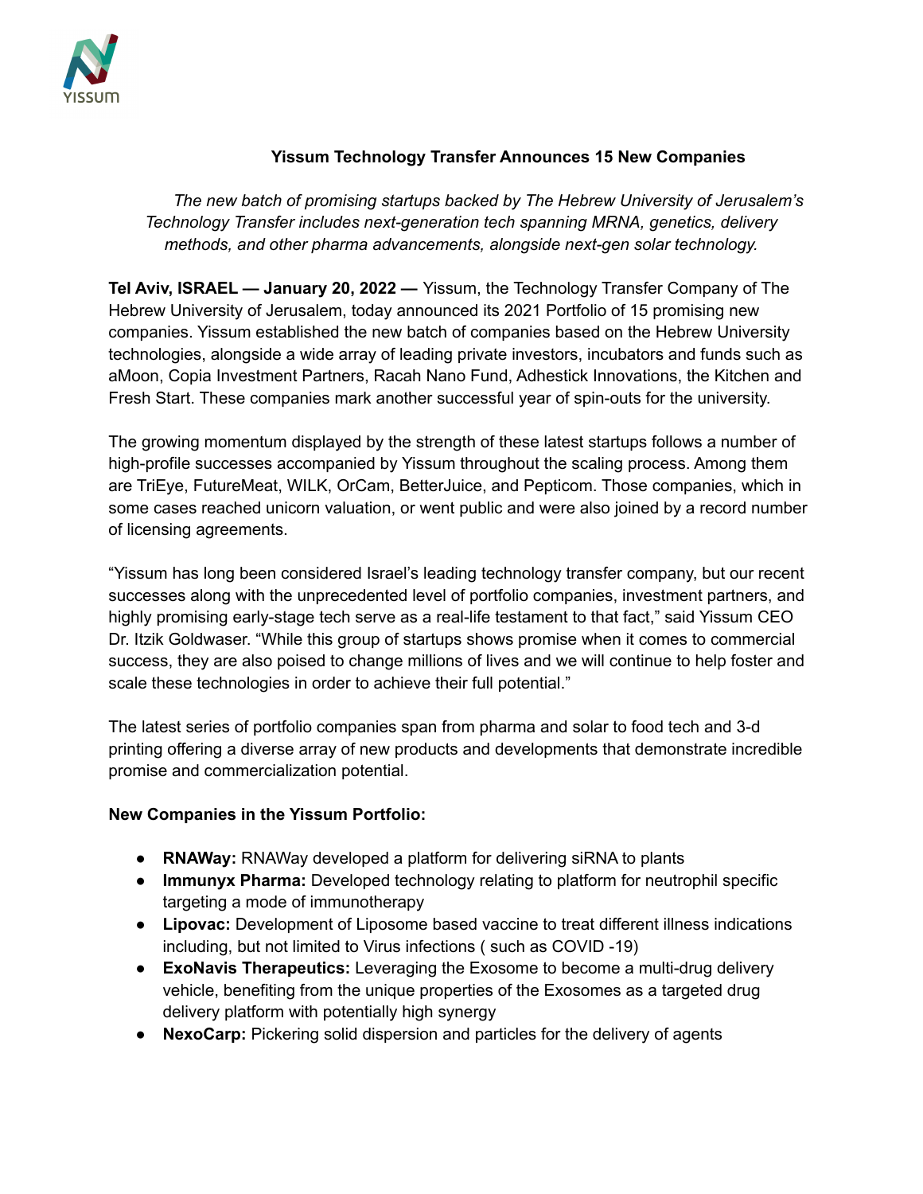# Yissum Technology Transfer Announces 15 New Companies

*The new batch of promising startups backed by The Hebrew University of Jerusalem's Technology Transfer includes next-generation tech spanning MRNA, genetics, delivery methods, and other pharma advancements, alongside next-gen solar technology.*

**Tel Aviv, ISRAEL — January 20, 2022 —** Yissum, the Technology Transfer Company of The Hebrew University of Jerusalem, today announced its 2021 Portfolio of 15 promising new companies. Yissum established the new batch of companies based on the Hebrew University technologies, alongside a wide array of leading private investors, incubators and funds such as aMoon, Copia Investment Partners, Racah Nano Fund, Adhestick Innovations, the Kitchen and Fresh Start. These companies mark another successful year of spin-outs for the university.

The growing momentum displayed by the strength of these latest startups follows a number of high-profile successes accompanied by Yissum throughout the scaling process. Among them are TriEye, FutureMeat, WILK, OrCam, BetterJuice, and Pepticom. Those companies, which in some cases reached unicorn valuation, or went public and were also joined by a record number of licensing agreements.

"Yissum has long been considered Israel's leading technology transfer company, but our recent successes along with the unprecedented level of portfolio companies, investment partners, and highly promising early-stage tech serve as a real-life testament to that fact," said Yissum CEO Dr. Itzik Goldwaser. "While this group of startups shows promise when it comes to commercial success, they are also poised to change millions of lives and we will continue to help foster and scale these technologies in order to achieve their full potential."

The latest series of portfolio companies span from pharma and solar to food tech and 3-d printing offering a diverse array of new products and developments that demonstrate incredible promise and commercialization potential.

**New Companies in the Yissum Portfolio:**

- **RNAWay:** RNAWay developed a platform for delivering siRNA to plants
- **Immunyx Pharma:** Developed technology relating to platform for neutrophil specific targeting a mode of immunotherapy
- **Lipovac:** Development of Liposome based vaccine to treat different illness indications including, but not limited to Virus infections ( such as COVID -19)
- **ExoNavis Therapeutics:** Leveraging the Exosome to become a multi-drug delivery vehicle, benefiting from the unique properties of the Exosomes as a targeted drug delivery platform with potentially high synergy
- **NexoCarp:** Pickering solid dispersion and particles for the delivery of agents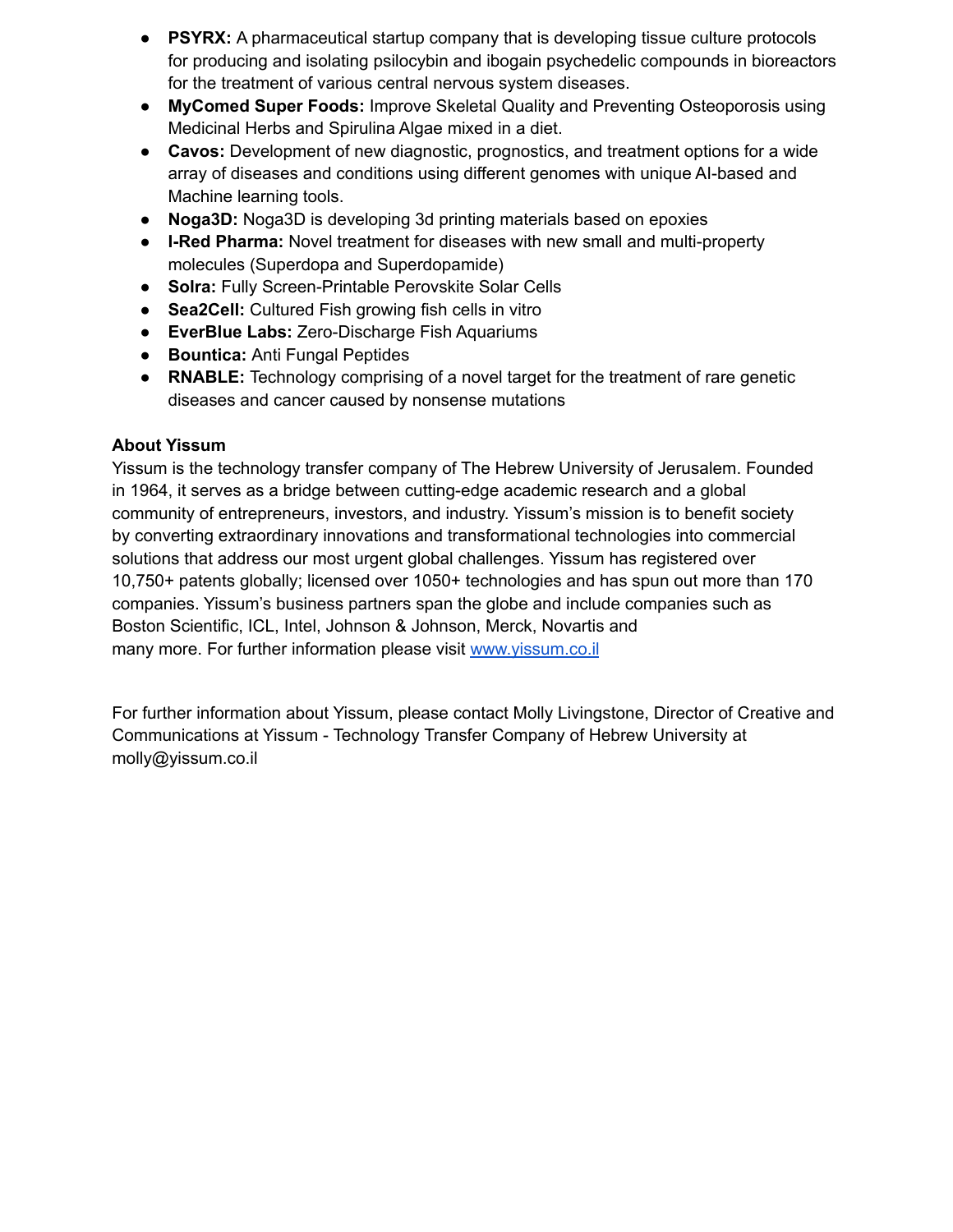- **PSYRX:** A pharmaceutical startup company that is developing tissue culture protocols for producing and isolating psilocybin and ibogain psychedelic compounds in bioreactors for the treatment of various central nervous system diseases.
- **MyComed Super Foods:** Improve Skeletal Quality and Preventing Osteoporosis using Medicinal Herbs and Spirulina Algae mixed in a diet.
- **Cavos:** Development of new diagnostic, prognostics, and treatment options for a wide array of diseases and conditions using different genomes with unique AI-based and Machine learning tools.
- **Noga3D:** Noga3D is developing 3d printing materials based on epoxies
- **I-Red Pharma:** Novel treatment for diseases with new small and multi-property molecules (Superdopa and Superdopamide)
- **Solra:** Fully Screen-Printable Perovskite Solar Cells
- **Sea2Cell:** Cultured Fish growing fish cells in vitro
- **EverBlue Labs:** Zero-Discharge Fish Aquariums
- **Bountica:** Anti Fungal Peptides
- **RNABLE:** Technology comprising of a novel target for the treatment of rare genetic diseases and cancer caused by nonsense mutations

**About Yissum**

Yissum is the technology transfer company of The Hebrew University of Jerusalem. Founded in 1964, it serves as a bridge between cutting-edge academic research and a global community of entrepreneurs, investors, and industry. Yissum's mission is to benefit society by converting extraordinary innovations and transformational technologies into commercial solutions that address our most urgent global challenges. Yissum has registered over 10,750+ patents globally; licensed over 1050+ technologies and has spun out more than 170 companies. Yissum's business partners span the globe and include companies such as Boston Scientific, ICL, Intel, Johnson & Johnson, Merck, Novartis and many more. For further information please visit [www.yissum.co.il](http://www.yissum.co.il)

For further information about Yissum, please contact Molly Livingstone, Director of Creative and Communications at Yissum - Technology Transfer Company of Hebrew University at molly@yissum.co.il